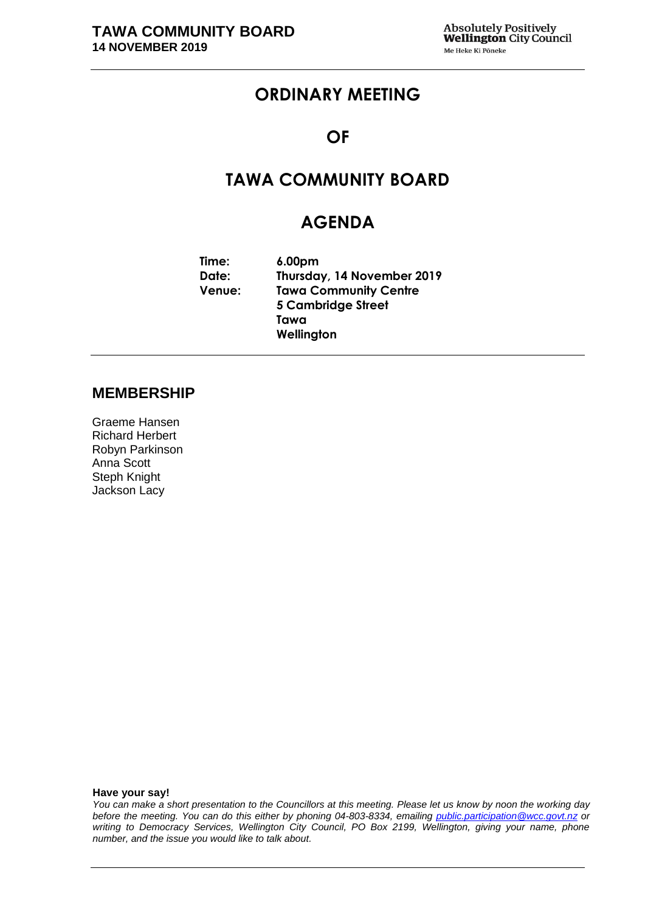# ORDINARY MEETING

# OF

# TAWA COMMUNITY BOARD

# AGENDA

**Time:** 6.00pm
**Date:** Thursday, 14 November 2019
**Venue:** Tawa Community Centre
5 Cambridge Street
Tawa
Wellington

## MEMBERSHIP

Graeme Hansen
Richard Herbert
Robyn Parkinson
Anna Scott
Steph Knight
Jackson Lacy

**Have your say!**

*You can make a short presentation to the Councillors at this meeting. Please let us know by noon the working day before the meeting. You can do this either by phoning 04-803-8334, emailing public.participation@wcc.govt.nz or writing to Democracy Services, Wellington City Council, PO Box 2199, Wellington, giving your name, phone number, and the issue you would like to talk about.*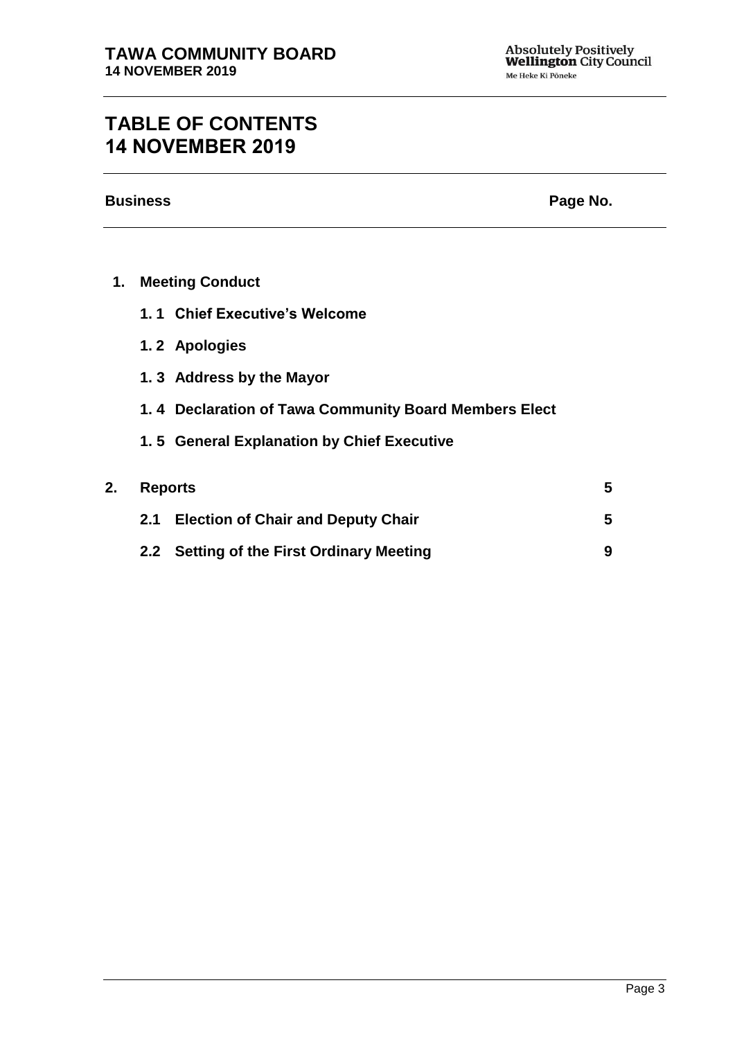# TABLE OF CONTENTS 14 NOVEMBER 2019

| Business | Page No. |
|---|---|
| **1. Meeting Conduct** | |
| **1.1 Chief Executive's Welcome** | |
| **1.2 Apologies** | |
| **1.3 Address by the Mayor** | |
| **1.4 Declaration of Tawa Community Board Members Elect** | |
| **1.5 General Explanation by Chief Executive** | |
| **2. Reports** | **5** |
| **2.1 Election of Chair and Deputy Chair** | **5** |
| **2.2 Setting of the First Ordinary Meeting** | **9** |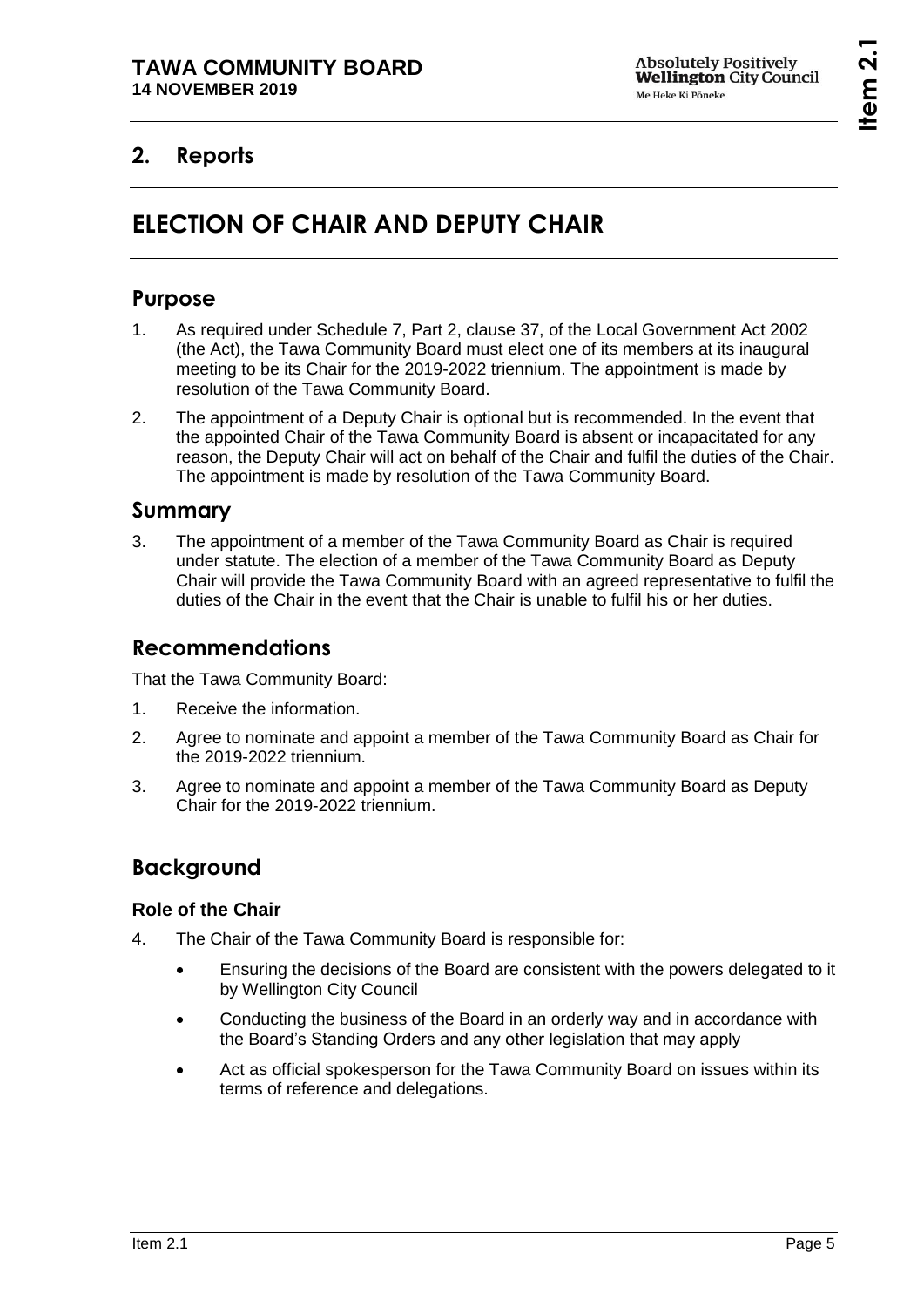## 2. Reports

# ELECTION OF CHAIR AND DEPUTY CHAIR

## Purpose

1. As required under Schedule 7, Part 2, clause 37, of the Local Government Act 2002 (the Act), the Tawa Community Board must elect one of its members at its inaugural meeting to be its Chair for the 2019-2022 triennium. The appointment is made by resolution of the Tawa Community Board.
2. The appointment of a Deputy Chair is optional but is recommended. In the event that the appointed Chair of the Tawa Community Board is absent or incapacitated for any reason, the Deputy Chair will act on behalf of the Chair and fulfil the duties of the Chair. The appointment is made by resolution of the Tawa Community Board.

## Summary

3. The appointment of a member of the Tawa Community Board as Chair is required under statute. The election of a member of the Tawa Community Board as Deputy Chair will provide the Tawa Community Board with an agreed representative to fulfil the duties of the Chair in the event that the Chair is unable to fulfil his or her duties.

## Recommendations

That the Tawa Community Board:

1. Receive the information.
2. Agree to nominate and appoint a member of the Tawa Community Board as Chair for the 2019-2022 triennium.
3. Agree to nominate and appoint a member of the Tawa Community Board as Deputy Chair for the 2019-2022 triennium.

## Background

### Role of the Chair

4. The Chair of the Tawa Community Board is responsible for:
   - Ensuring the decisions of the Board are consistent with the powers delegated to it by Wellington City Council
   - Conducting the business of the Board in an orderly way and in accordance with the Board's Standing Orders and any other legislation that may apply
   - Act as official spokesperson for the Tawa Community Board on issues within its terms of reference and delegations.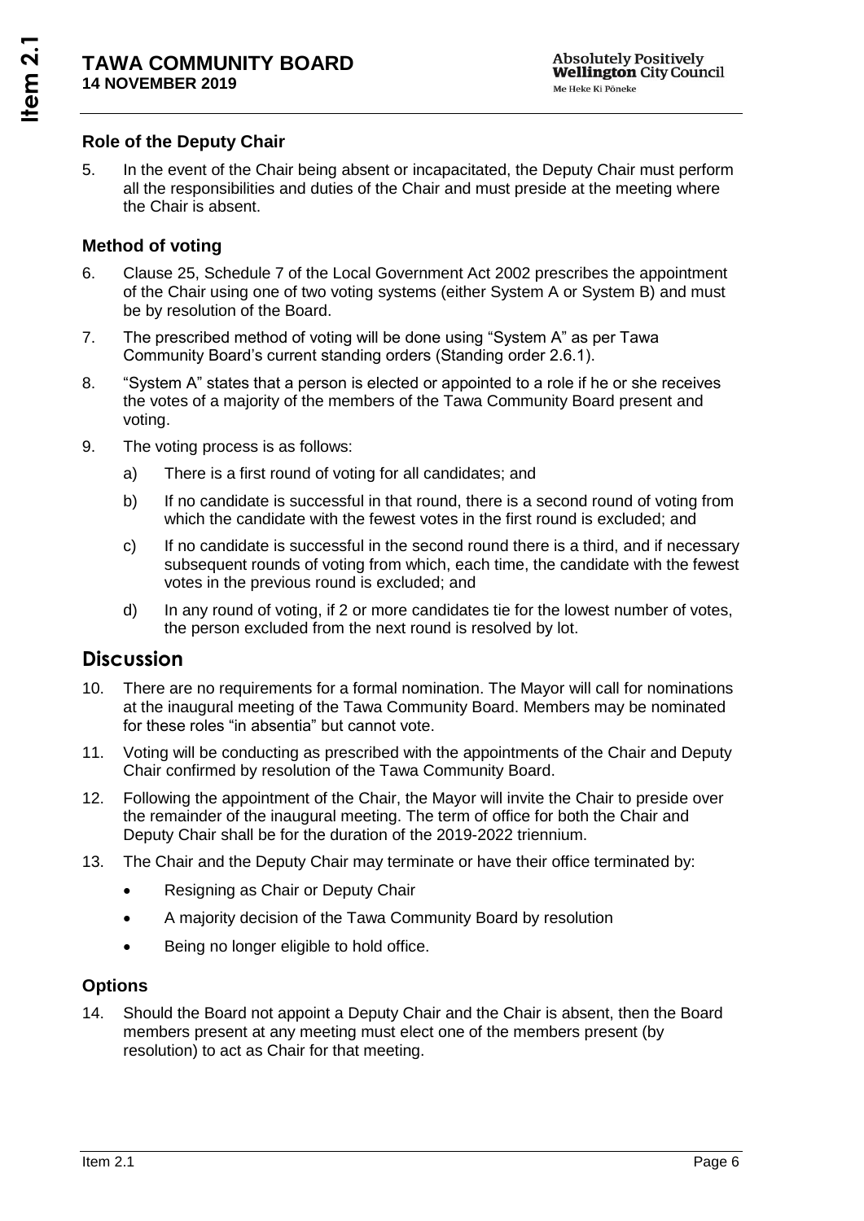### Role of the Deputy Chair

5. In the event of the Chair being absent or incapacitated, the Deputy Chair must perform all the responsibilities and duties of the Chair and must preside at the meeting where the Chair is absent.

### Method of voting

6. Clause 25, Schedule 7 of the Local Government Act 2002 prescribes the appointment of the Chair using one of two voting systems (either System A or System B) and must be by resolution of the Board.

7. The prescribed method of voting will be done using "System A" as per Tawa Community Board's current standing orders (Standing order 2.6.1).

8. "System A" states that a person is elected or appointed to a role if he or she receives the votes of a majority of the members of the Tawa Community Board present and voting.

9. The voting process is as follows:

   a) There is a first round of voting for all candidates; and

   b) If no candidate is successful in that round, there is a second round of voting from which the candidate with the fewest votes in the first round is excluded; and

   c) If no candidate is successful in the second round there is a third, and if necessary subsequent rounds of voting from which, each time, the candidate with the fewest votes in the previous round is excluded; and

   d) In any round of voting, if 2 or more candidates tie for the lowest number of votes, the person excluded from the next round is resolved by lot.

## Discussion

10. There are no requirements for a formal nomination. The Mayor will call for nominations at the inaugural meeting of the Tawa Community Board. Members may be nominated for these roles "in absentia" but cannot vote.

11. Voting will be conducting as prescribed with the appointments of the Chair and Deputy Chair confirmed by resolution of the Tawa Community Board.

12. Following the appointment of the Chair, the Mayor will invite the Chair to preside over the remainder of the inaugural meeting. The term of office for both the Chair and Deputy Chair shall be for the duration of the 2019-2022 triennium.

13. The Chair and the Deputy Chair may terminate or have their office terminated by:

   - Resigning as Chair or Deputy Chair
   - A majority decision of the Tawa Community Board by resolution
   - Being no longer eligible to hold office.

### Options

14. Should the Board not appoint a Deputy Chair and the Chair is absent, then the Board members present at any meeting must elect one of the members present (by resolution) to act as Chair for that meeting.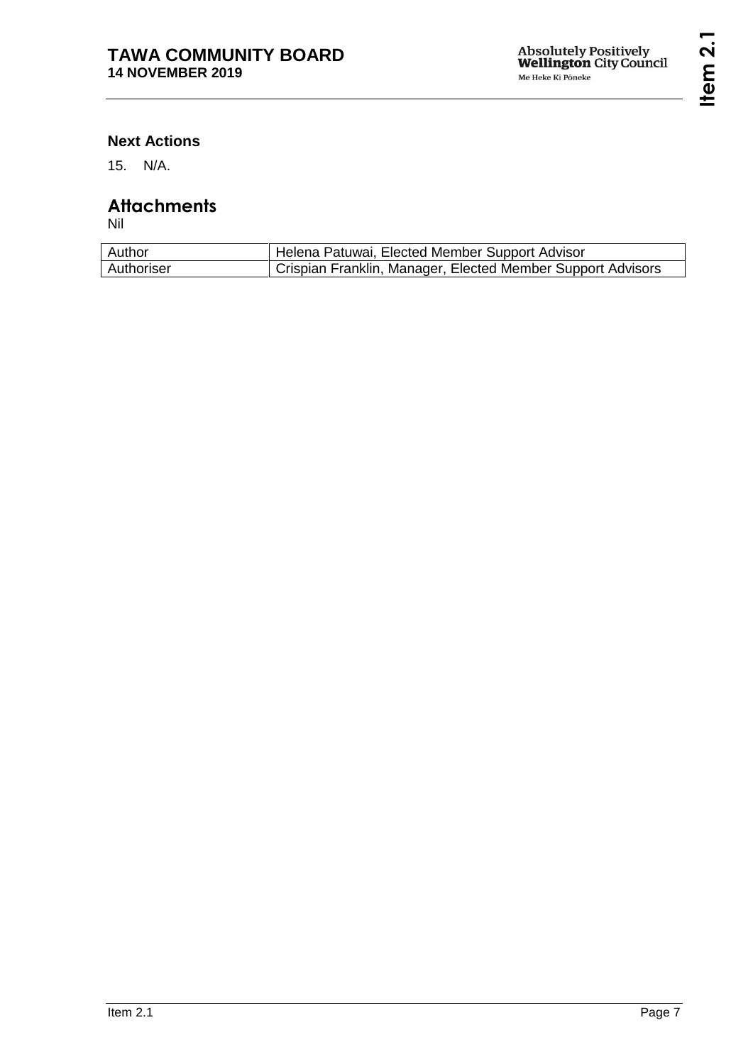### Next Actions

15. N/A.

## Attachments

Nil

| Author | Helena Patuwai, Elected Member Support Advisor |
|---|---|
| Authoriser | Crispian Franklin, Manager, Elected Member Support Advisors |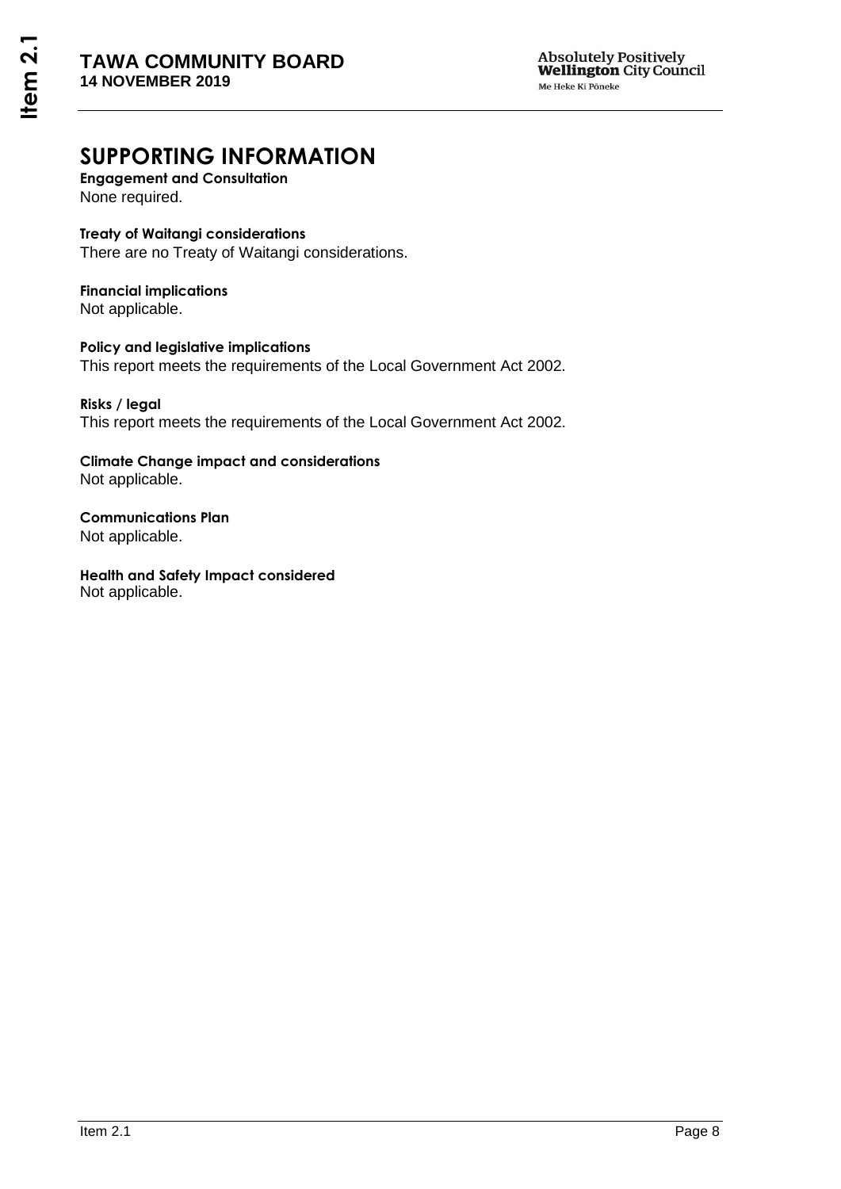# SUPPORTING INFORMATION

**Engagement and Consultation**
None required.

**Treaty of Waitangi considerations**
There are no Treaty of Waitangi considerations.

**Financial implications**
Not applicable.

**Policy and legislative implications**
This report meets the requirements of the Local Government Act 2002.

**Risks / legal**
This report meets the requirements of the Local Government Act 2002.

**Climate Change impact and considerations**
Not applicable.

**Communications Plan**
Not applicable.

**Health and Safety Impact considered**
Not applicable.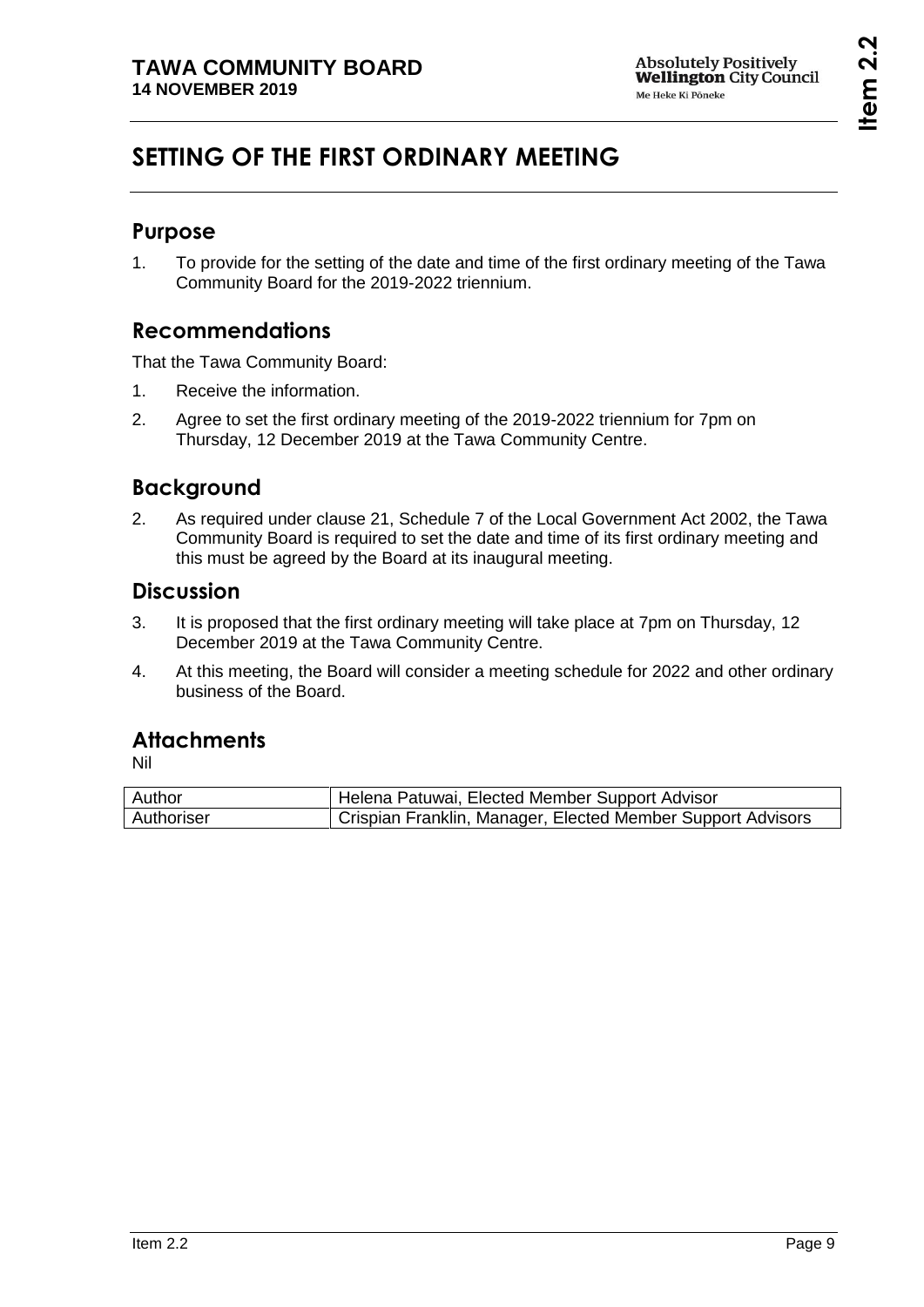# SETTING OF THE FIRST ORDINARY MEETING

## Purpose

1. To provide for the setting of the date and time of the first ordinary meeting of the Tawa Community Board for the 2019-2022 triennium.

## Recommendations

That the Tawa Community Board:

1. Receive the information.
2. Agree to set the first ordinary meeting of the 2019-2022 triennium for 7pm on Thursday, 12 December 2019 at the Tawa Community Centre.

## Background

2. As required under clause 21, Schedule 7 of the Local Government Act 2002, the Tawa Community Board is required to set the date and time of its first ordinary meeting and this must be agreed by the Board at its inaugural meeting.

## Discussion

3. It is proposed that the first ordinary meeting will take place at 7pm on Thursday, 12 December 2019 at the Tawa Community Centre.
4. At this meeting, the Board will consider a meeting schedule for 2022 and other ordinary business of the Board.

## Attachments

Nil

| Author | Helena Patuwai, Elected Member Support Advisor |
|---|---|
| Authoriser | Crispian Franklin, Manager, Elected Member Support Advisors |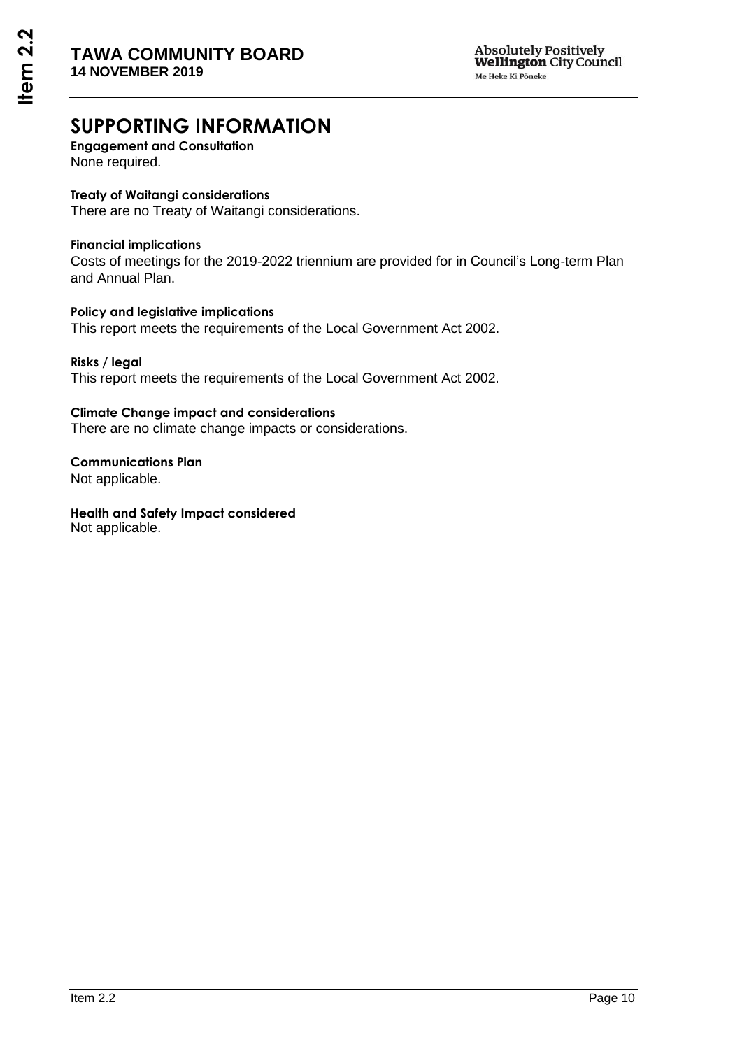# SUPPORTING INFORMATION

**Engagement and Consultation**
None required.

**Treaty of Waitangi considerations**
There are no Treaty of Waitangi considerations.

**Financial implications**
Costs of meetings for the 2019-2022 triennium are provided for in Council's Long-term Plan and Annual Plan.

**Policy and legislative implications**
This report meets the requirements of the Local Government Act 2002.

**Risks / legal**
This report meets the requirements of the Local Government Act 2002.

**Climate Change impact and considerations**
There are no climate change impacts or considerations.

**Communications Plan**
Not applicable.

**Health and Safety Impact considered**
Not applicable.